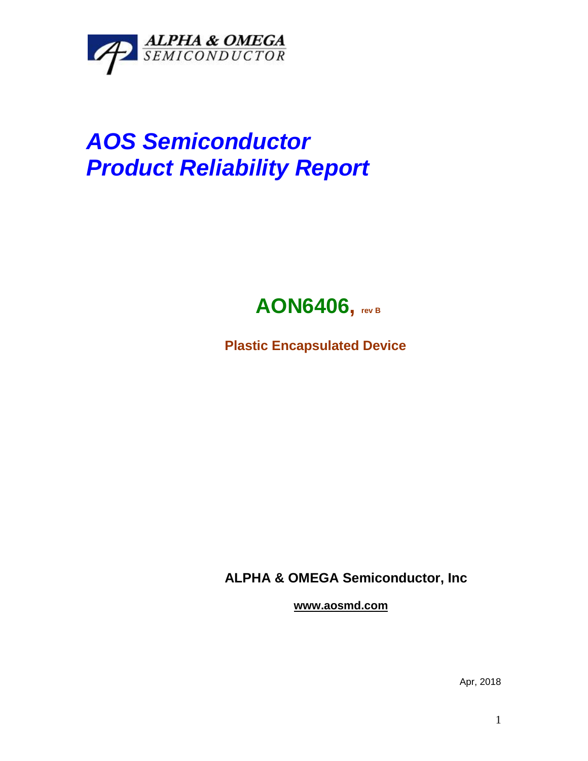ALPHA & OMEGA SEMICONDUCTOR

# *AOS Semiconductor*
# *Product Reliability Report*

## AON6406, rev B

**Plastic Encapsulated Device**

**ALPHA & OMEGA Semiconductor, Inc**

**www.aosmd.com**

Apr, 2018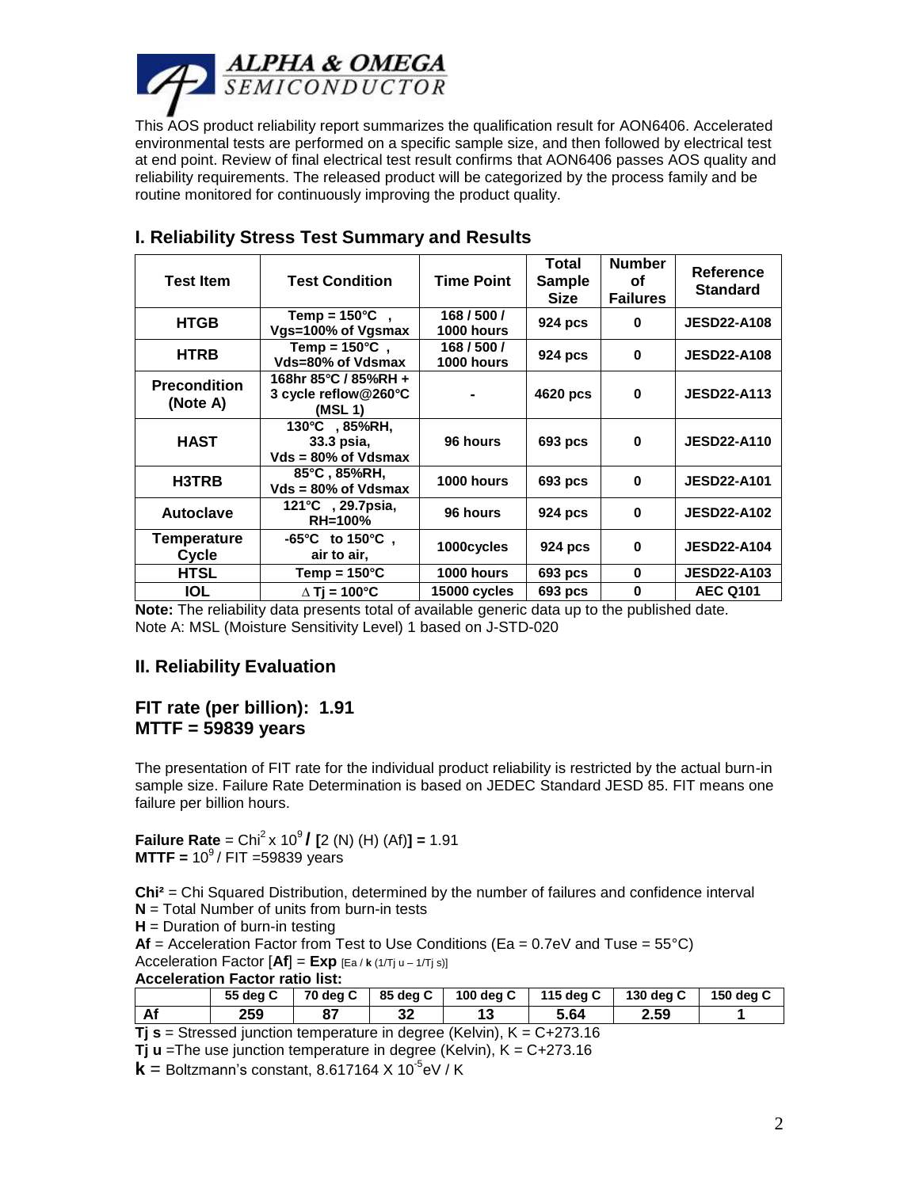This AOS product reliability report summarizes the qualification result for AON6406. Accelerated environmental tests are performed on a specific sample size, and then followed by electrical test at end point. Review of final electrical test result confirms that AON6406 passes AOS quality and reliability requirements. The released product will be categorized by the process family and be routine monitored for continuously improving the product quality.

## I. Reliability Stress Test Summary and Results

| Test Item | Test Condition | Time Point | Total Sample Size | Number of Failures | Reference Standard |
|---|---|---|---|---|---|
| **HTGB** | **Temp = 150°C , Vgs=100% of Vgsmax** | **168 / 500 / 1000 hours** | **924 pcs** | **0** | **JESD22-A108** |
| **HTRB** | **Temp = 150°C , Vds=80% of Vdsmax** | **168 / 500 / 1000 hours** | **924 pcs** | **0** | **JESD22-A108** |
| **Precondition (Note A)** | **168hr 85°C / 85%RH + 3 cycle reflow@260°C (MSL 1)** | **-** | **4620 pcs** | **0** | **JESD22-A113** |
| **HAST** | **130°C , 85%RH, 33.3 psia, Vds = 80% of Vdsmax** | **96 hours** | **693 pcs** | **0** | **JESD22-A110** |
| **H3TRB** | **85°C , 85%RH, Vds = 80% of Vdsmax** | **1000 hours** | **693 pcs** | **0** | **JESD22-A101** |
| **Autoclave** | **121°C , 29.7psia, RH=100%** | **96 hours** | **924 pcs** | **0** | **JESD22-A102** |
| **Temperature Cycle** | **-65°C to 150°C , air to air,** | **1000cycles** | **924 pcs** | **0** | **JESD22-A104** |
| **HTSL** | **Temp = 150°C** | **1000 hours** | **693 pcs** | **0** | **JESD22-A103** |
| **IOL** | **$\Delta$ Tj = 100°C** | **15000 cycles** | **693 pcs** | **0** | **AEC Q101** |

**Note:** The reliability data presents total of available generic data up to the published date.
Note A: MSL (Moisture Sensitivity Level) 1 based on J-STD-020

## II. Reliability Evaluation

### FIT rate (per billion): 1.91
### MTTF = 59839 years

The presentation of FIT rate for the individual product reliability is restricted by the actual burn-in sample size. Failure Rate Determination is based on JEDEC Standard JESD 85. FIT means one failure per billion hours.

**Failure Rate** = $Chi^2 \times 10^9$ **/ [**2 (N) (H) (Af)**] =** 1.91
**MTTF =** $10^9$ / FIT =59839 years

**Chi²** = Chi Squared Distribution, determined by the number of failures and confidence interval
**N** = Total Number of units from burn-in tests
**H** = Duration of burn-in testing
**Af** = Acceleration Factor from Test to Use Conditions (Ea = 0.7eV and Tuse = 55°C)
Acceleration Factor [**Af**] = **Exp** [Ea / **k** (1/Tj u – 1/Tj s)]

**Acceleration Factor ratio list:**

| | 55 deg C | 70 deg C | 85 deg C | 100 deg C | 115 deg C | 130 deg C | 150 deg C |
|---|---|---|---|---|---|---|---|
| **Af** | **259** | **87** | **32** | **13** | **5.64** | **2.59** | **1** |

**Tj s** = Stressed junction temperature in degree (Kelvin), K = C+273.16
**Tj u** =The use junction temperature in degree (Kelvin), K = C+273.16
**k** = Boltzmann's constant, 8.617164 X $10^{-5}$eV / K